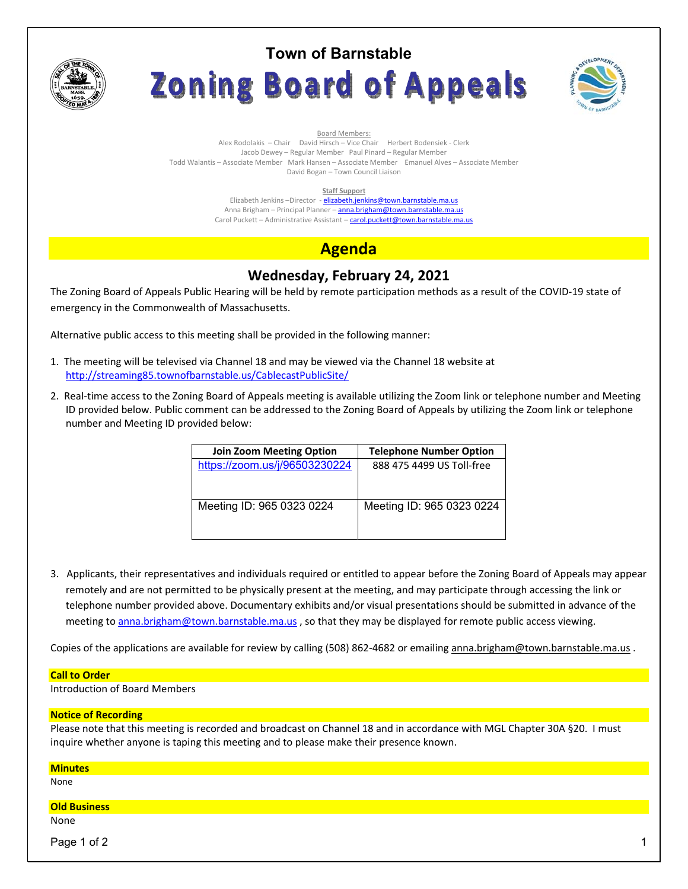# Town of Barnstable

# Zoning Board of Appeals

Board Members:

Alex Rodolakis – Chair David Hirsch – Vice Chair Herbert Bodensiek - Clerk
Jacob Dewey – Regular Member Paul Pinard – Regular Member
Todd Walantis – Associate Member Mark Hansen – Associate Member Emanuel Alves – Associate Member
David Bogan – Town Council Liaison

**Staff Support**

Elizabeth Jenkins –Director - elizabeth.jenkins@town.barnstable.ma.us
Anna Brigham – Principal Planner – anna.brigham@town.barnstable.ma.us
Carol Puckett – Administrative Assistant – carol.puckett@town.barnstable.ma.us

## Agenda

### Wednesday, February 24, 2021

The Zoning Board of Appeals Public Hearing will be held by remote participation methods as a result of the COVID-19 state of emergency in the Commonwealth of Massachusetts.

Alternative public access to this meeting shall be provided in the following manner:

1. The meeting will be televised via Channel 18 and may be viewed via the Channel 18 website at http://streaming85.townofbarnstable.us/CablecastPublicSite/
2. Real-time access to the Zoning Board of Appeals meeting is available utilizing the Zoom link or telephone number and Meeting ID provided below. Public comment can be addressed to the Zoning Board of Appeals by utilizing the Zoom link or telephone number and Meeting ID provided below:

| Join Zoom Meeting Option | Telephone Number Option |
|---|---|
| https://zoom.us/j/96503230224 | 888 475 4499 US Toll-free |
| Meeting ID: 965 0323 0224 | Meeting ID: 965 0323 0224 |

3. Applicants, their representatives and individuals required or entitled to appear before the Zoning Board of Appeals may appear remotely and are not permitted to be physically present at the meeting, and may participate through accessing the link or telephone number provided above. Documentary exhibits and/or visual presentations should be submitted in advance of the meeting to anna.brigham@town.barnstable.ma.us , so that they may be displayed for remote public access viewing.

Copies of the applications are available for review by calling (508) 862-4682 or emailing anna.brigham@town.barnstable.ma.us .

**Call to Order**

Introduction of Board Members

**Notice of Recording**

Please note that this meeting is recorded and broadcast on Channel 18 and in accordance with MGL Chapter 30A §20. I must inquire whether anyone is taping this meeting and to please make their presence known.

**Minutes**

None

**Old Business**

None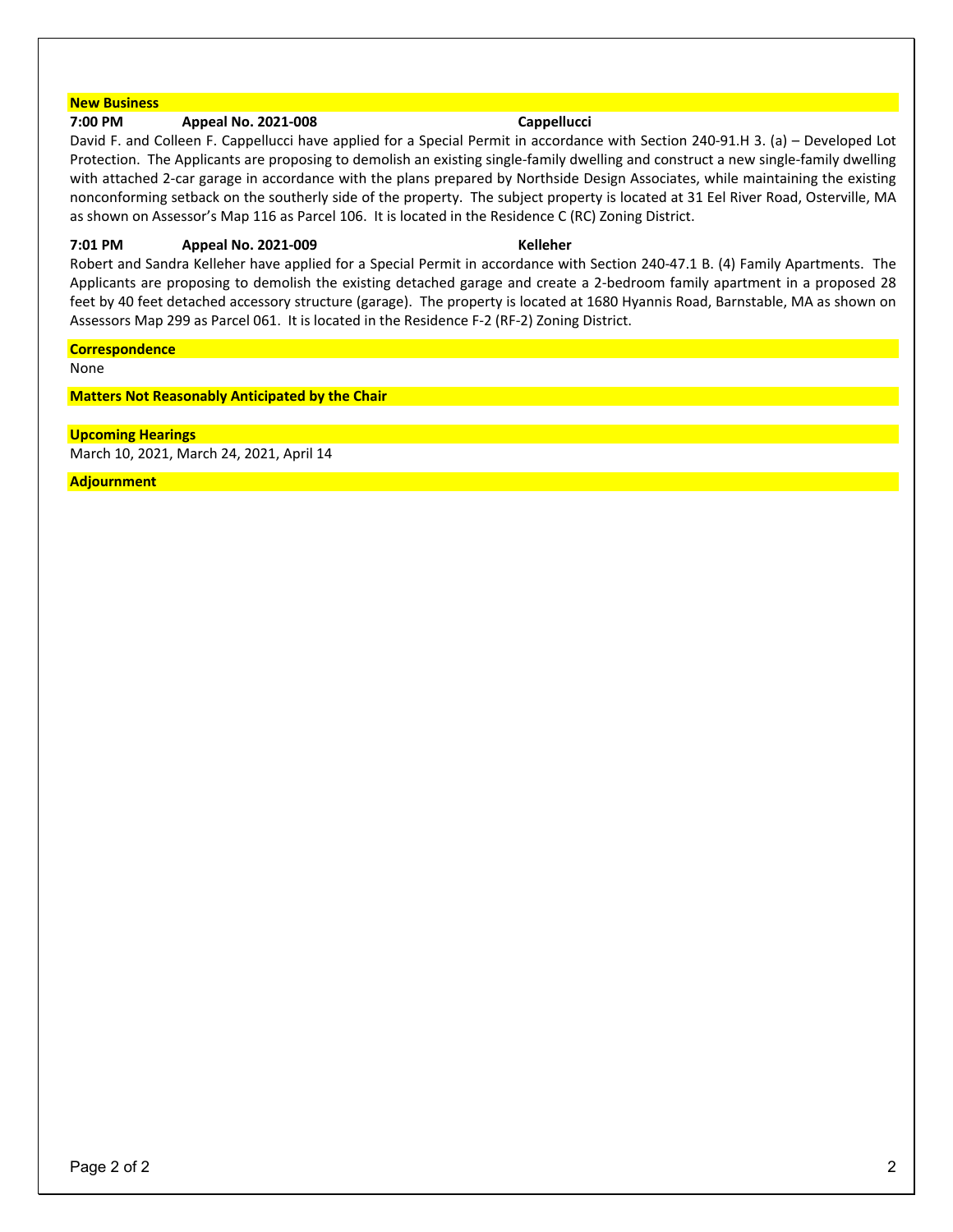## New Business

**7:00 PM Appeal No. 2021-008 Cappellucci**

David F. and Colleen F. Cappellucci have applied for a Special Permit in accordance with Section 240-91.H 3. (a) – Developed Lot Protection. The Applicants are proposing to demolish an existing single-family dwelling and construct a new single-family dwelling with attached 2-car garage in accordance with the plans prepared by Northside Design Associates, while maintaining the existing nonconforming setback on the southerly side of the property. The subject property is located at 31 Eel River Road, Osterville, MA as shown on Assessor's Map 116 as Parcel 106. It is located in the Residence C (RC) Zoning District.

**7:01 PM Appeal No. 2021-009 Kelleher**

Robert and Sandra Kelleher have applied for a Special Permit in accordance with Section 240-47.1 B. (4) Family Apartments. The Applicants are proposing to demolish the existing detached garage and create a 2-bedroom family apartment in a proposed 28 feet by 40 feet detached accessory structure (garage). The property is located at 1680 Hyannis Road, Barnstable, MA as shown on Assessors Map 299 as Parcel 061. It is located in the Residence F-2 (RF-2) Zoning District.

## Correspondence

None

## Matters Not Reasonably Anticipated by the Chair

## Upcoming Hearings

March 10, 2021, March 24, 2021, April 14

## Adjournment